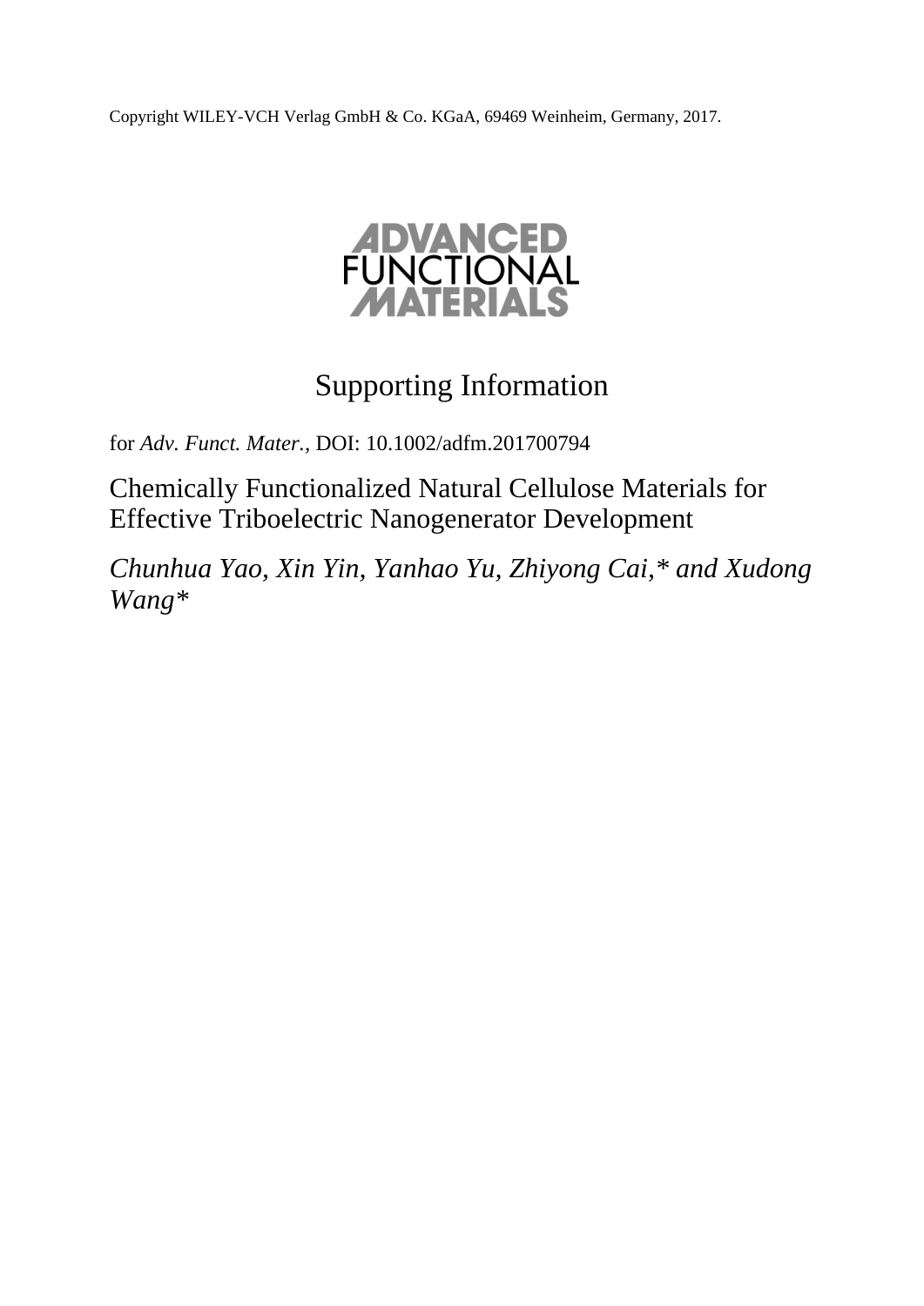Copyright WILEY-VCH Verlag GmbH & Co. KGaA, 69469 Weinheim, Germany, 2017.

ADVANCED FUNCTIONAL MATERIALS

# Supporting Information

for *Adv. Funct. Mater.,* DOI: 10.1002/adfm.201700794

## Chemically Functionalized Natural Cellulose Materials for Effective Triboelectric Nanogenerator Development

*Chunhua Yao, Xin Yin, Yanhao Yu, Zhiyong Cai,* and Xudong Wang**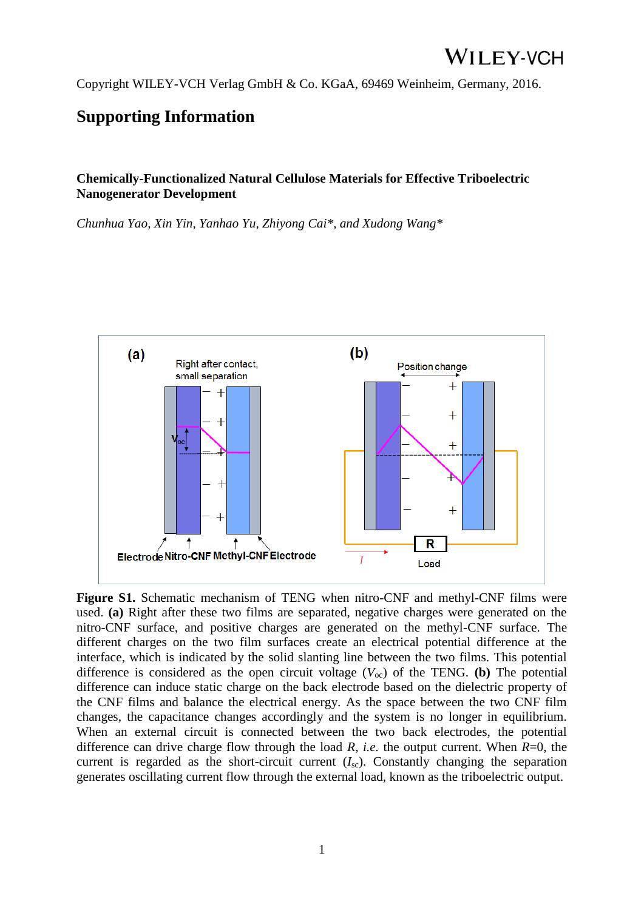Copyright WILEY-VCH Verlag GmbH & Co. KGaA, 69469 Weinheim, Germany, 2016.

# Supporting Information

**Chemically-Functionalized Natural Cellulose Materials for Effective Triboelectric Nanogenerator Development**

*Chunhua Yao, Xin Yin, Yanhao Yu, Zhiyong Cai\*, and Xudong Wang\**

**Figure S1.** Schematic mechanism of TENG when nitro-CNF and methyl-CNF films were used. **(a)** Right after these two films are separated, negative charges were generated on the nitro-CNF surface, and positive charges are generated on the methyl-CNF surface. The different charges on the two film surfaces create an electrical potential difference at the interface, which is indicated by the solid slanting line between the two films. This potential difference is considered as the open circuit voltage ($V_{oc}$) of the TENG. **(b)** The potential difference can induce static charge on the back electrode based on the dielectric property of the CNF films and balance the electrical energy. As the space between the two CNF film changes, the capacitance changes accordingly and the system is no longer in equilibrium. When an external circuit is connected between the two back electrodes, the potential difference can drive charge flow through the load $R$, *i.e.* the output current. When $R$=0, the current is regarded as the short-circuit current ($I_{sc}$). Constantly changing the separation generates oscillating current flow through the external load, known as the triboelectric output.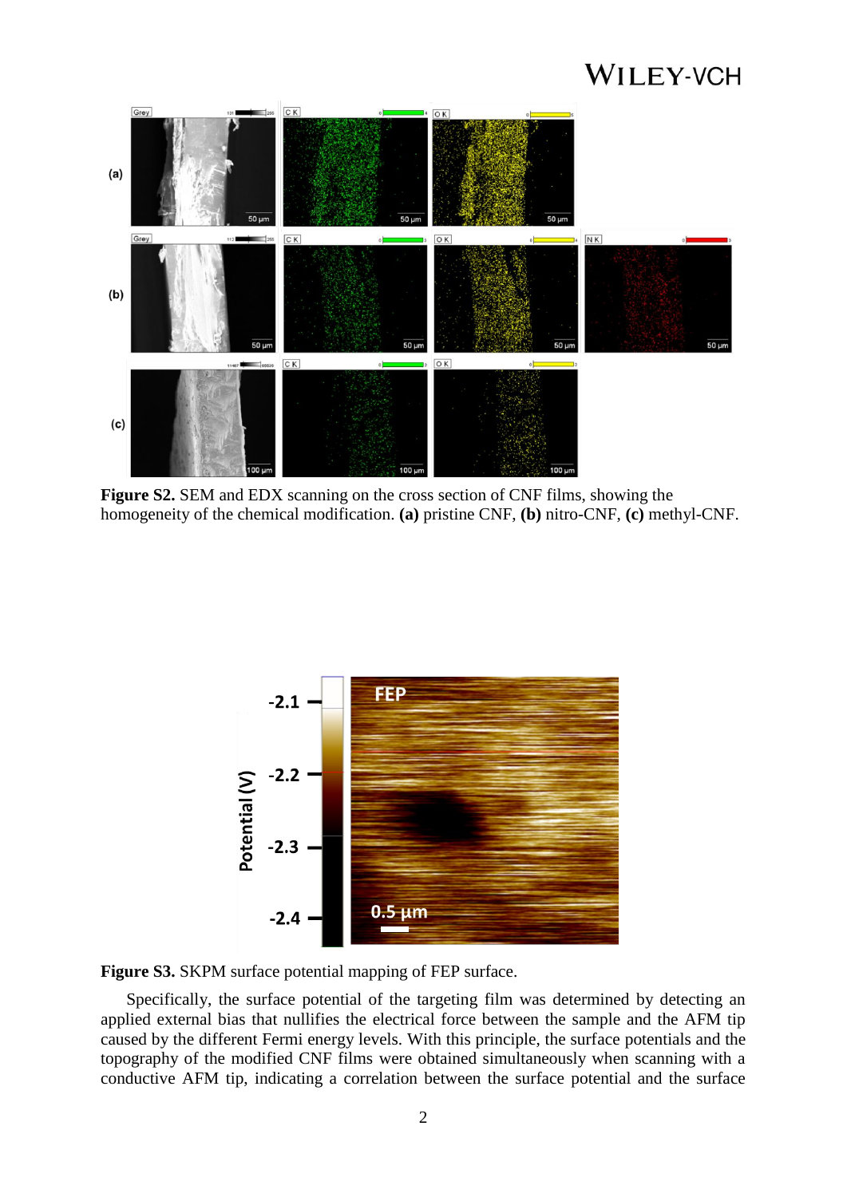**Figure S2.** SEM and EDX scanning on the cross section of CNF films, showing the homogeneity of the chemical modification. **(a)** pristine CNF, **(b)** nitro-CNF, **(c)** methyl-CNF.

**Figure S3.** SKPM surface potential mapping of FEP surface.

Specifically, the surface potential of the targeting film was determined by detecting an applied external bias that nullifies the electrical force between the sample and the AFM tip caused by the different Fermi energy levels. With this principle, the surface potentials and the topography of the modified CNF films were obtained simultaneously when scanning with a conductive AFM tip, indicating a correlation between the surface potential and the surface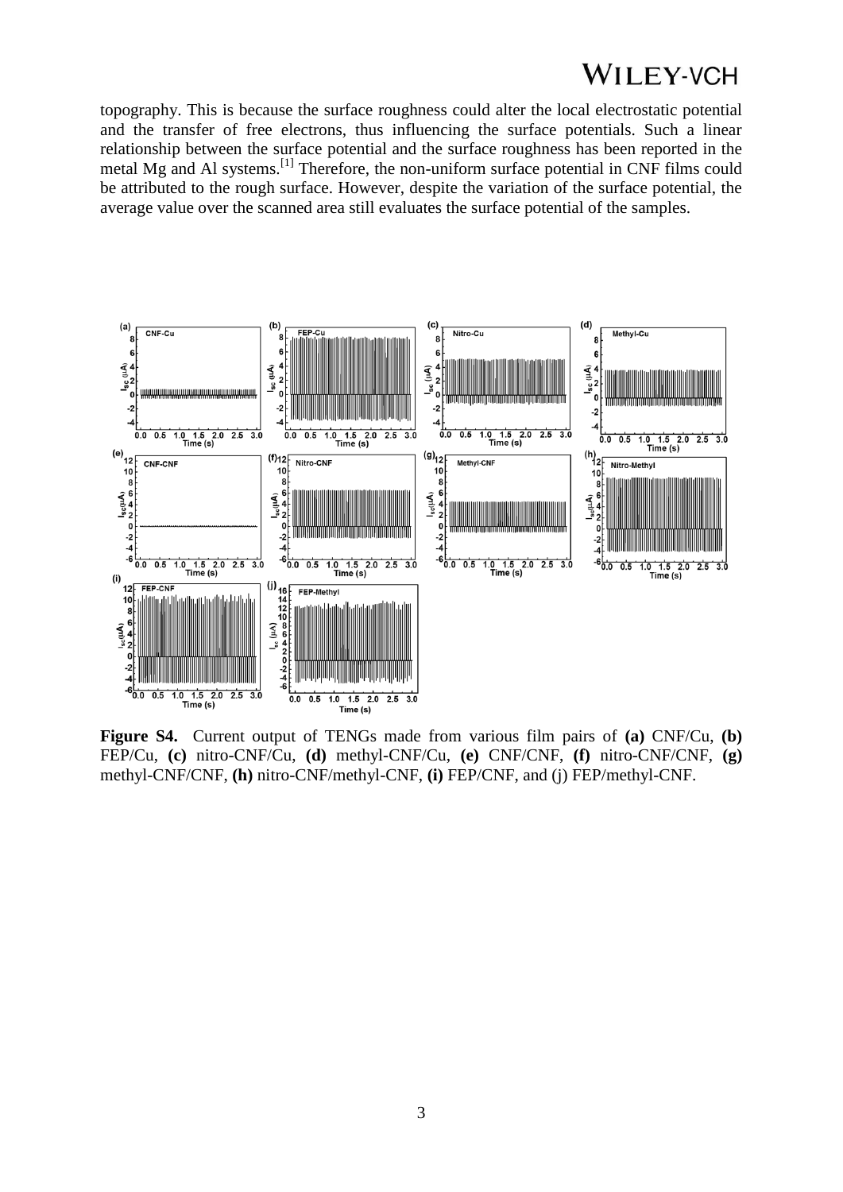topography. This is because the surface roughness could alter the local electrostatic potential and the transfer of free electrons, thus influencing the surface potentials. Such a linear relationship between the surface potential and the surface roughness has been reported in the metal Mg and Al systems.[1] Therefore, the non-uniform surface potential in CNF films could be attributed to the rough surface. However, despite the variation of the surface potential, the average value over the scanned area still evaluates the surface potential of the samples.

**Figure S4.** Current output of TENGs made from various film pairs of **(a)** CNF/Cu, **(b)** FEP/Cu, **(c)** nitro-CNF/Cu, **(d)** methyl-CNF/Cu, **(e)** CNF/CNF, **(f)** nitro-CNF/CNF, **(g)** methyl-CNF/CNF, **(h)** nitro-CNF/methyl-CNF, **(i)** FEP/CNF, and (j) FEP/methyl-CNF.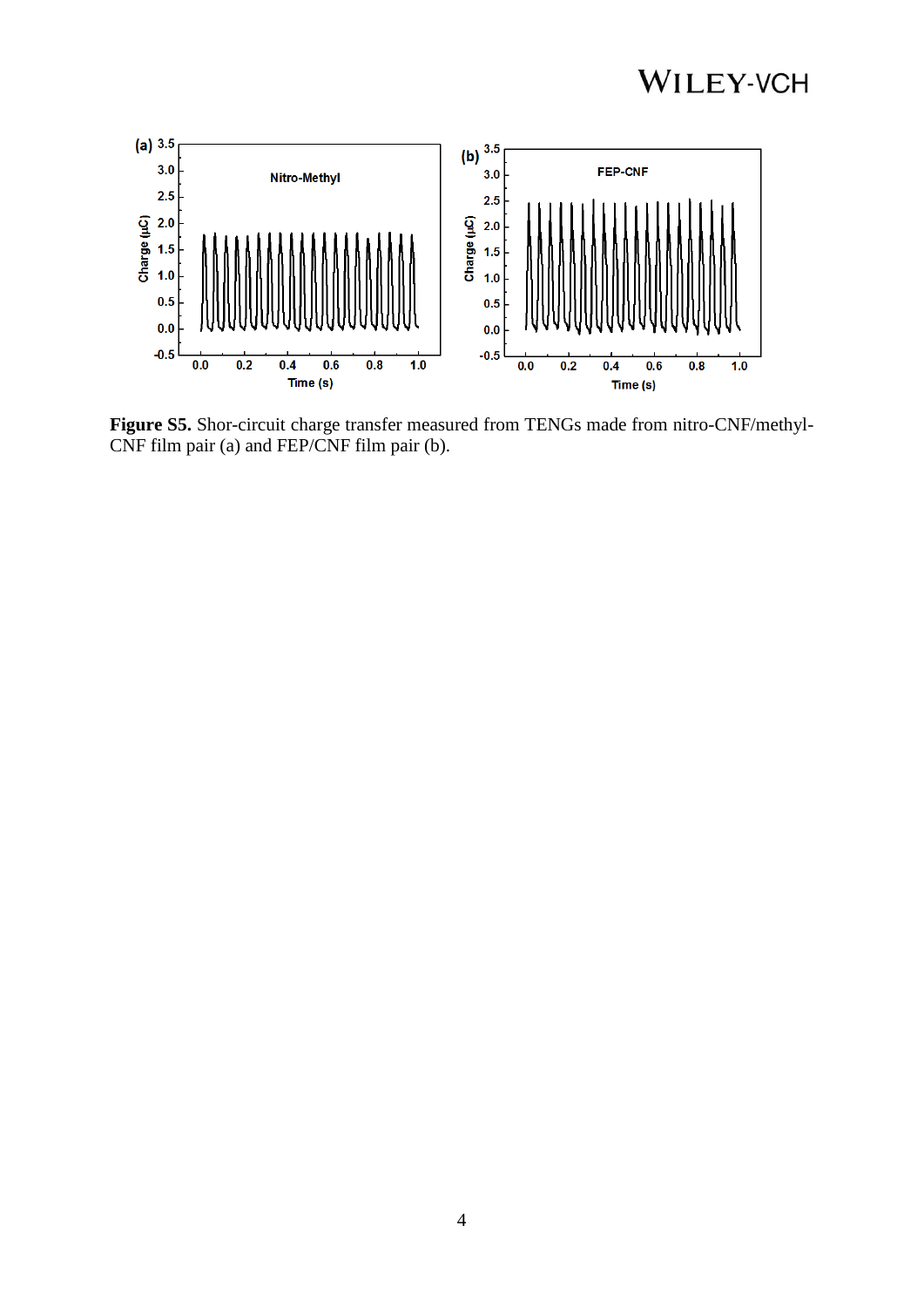(a)

Nitro-Methyl

Charge (μC)

3.5
3.0
2.5
2.0
1.5
1.0
0.5
0.0
-0.5

0.0 0.2 0.4 0.6 0.8 1.0

Time (s)

(b)

FEP-CNF

Charge (μC)

3.5
3.0
2.5
2.0
1.5
1.0
0.5
0.0
-0.5

0.0 0.2 0.4 0.6 0.8 1.0

Time (s)

**Figure S5.** Shor-circuit charge transfer measured from TENGs made from nitro-CNF/methyl-CNF film pair (a) and FEP/CNF film pair (b).